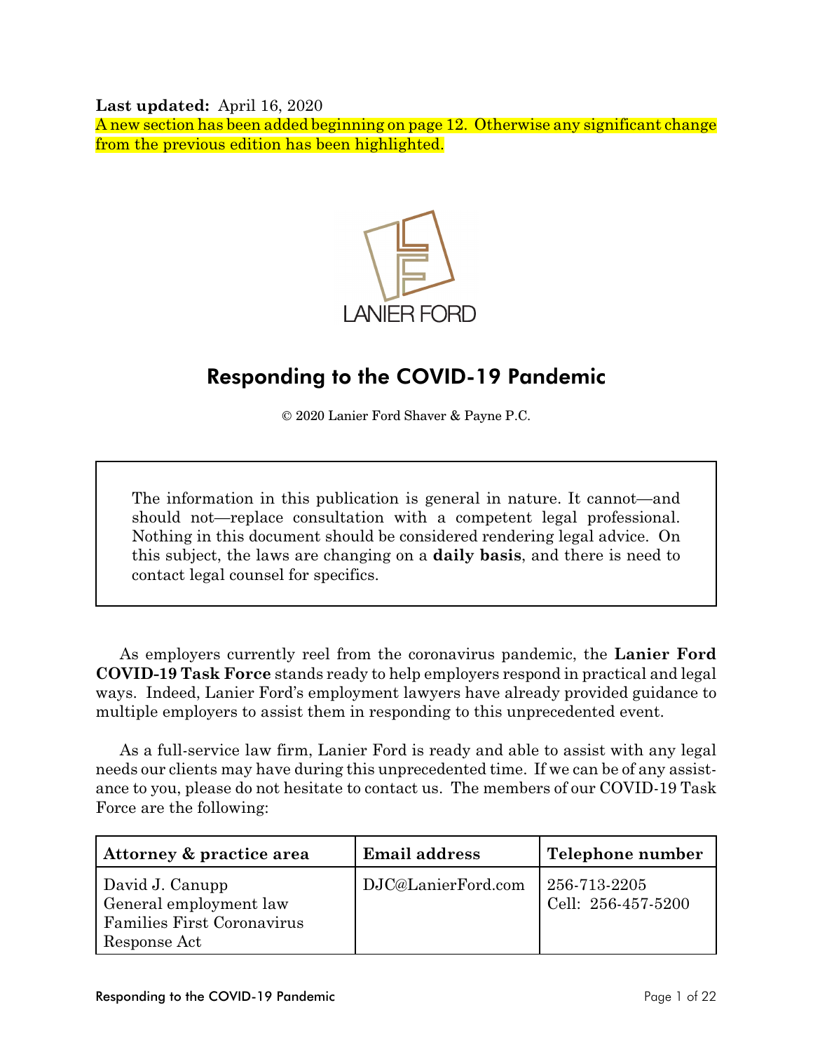**Last updated:** April 16, 2020

A new section has been added beginning on page 12. Otherwise any significant change from the previous edition has been highlighted.

LANIER FORD

# Responding to the COVID-19 Pandemic

© 2020 Lanier Ford Shaver & Payne P.C.

> The information in this publication is general in nature. It cannot—and should not—replace consultation with a competent legal professional. Nothing in this document should be considered rendering legal advice. On this subject, the laws are changing on a **daily basis**, and there is need to contact legal counsel for specifics.

As employers currently reel from the coronavirus pandemic, the **Lanier Ford COVID-19 Task Force** stands ready to help employers respond in practical and legal ways. Indeed, Lanier Ford's employment lawyers have already provided guidance to multiple employers to assist them in responding to this unprecedented event.

As a full-service law firm, Lanier Ford is ready and able to assist with any legal needs our clients may have during this unprecedented time. If we can be of any assistance to you, please do not hesitate to contact us. The members of our COVID-19 Task Force are the following:

| Attorney & practice area | Email address | Telephone number |
| --- | --- | --- |
| David J. Canupp<br>General employment law<br>Families First Coronavirus Response Act | DJC@LanierFord.com | 256-713-2205<br>Cell: 256-457-5200 |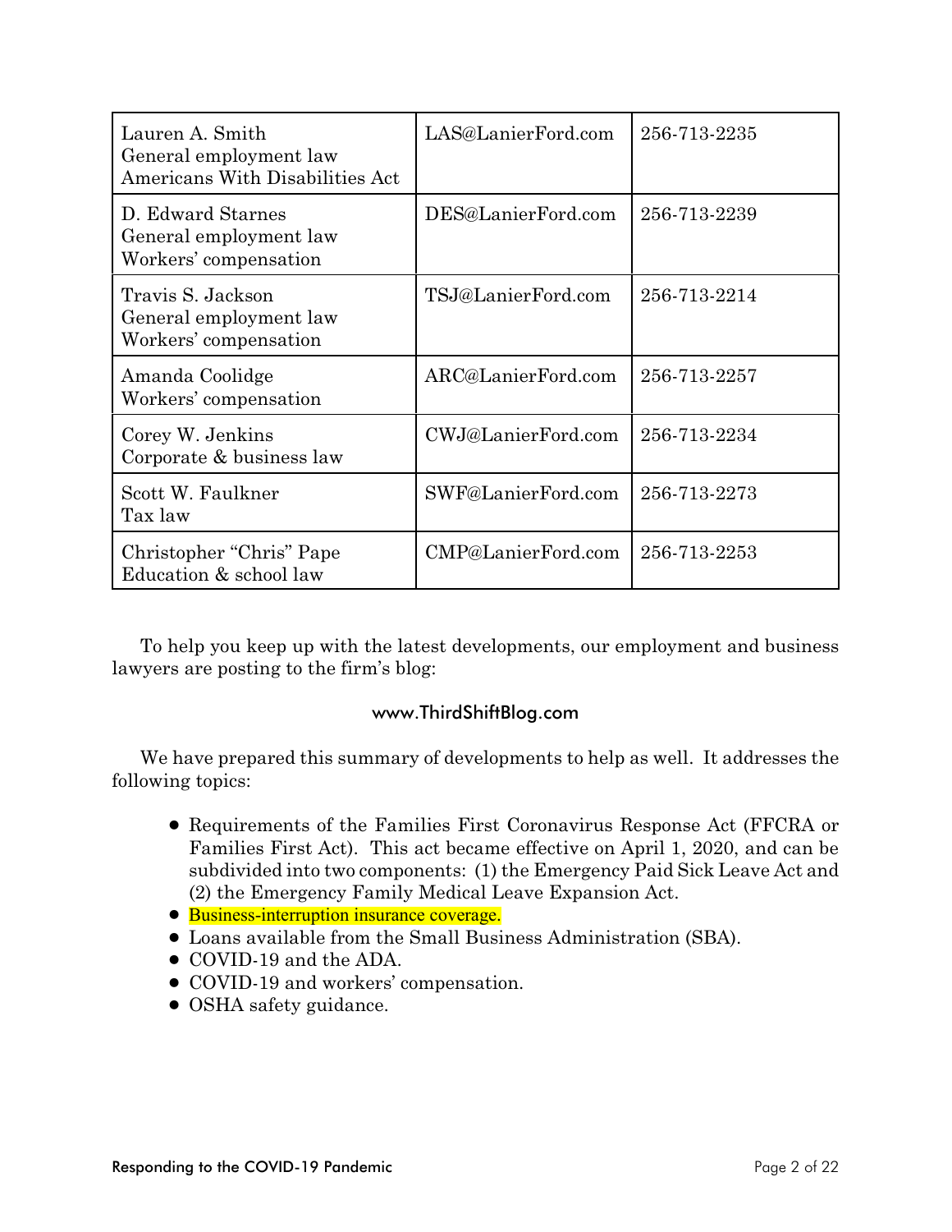| | | |
|---|---|---|
| Lauren A. Smith<br>General employment law<br>Americans With Disabilities Act | LAS@LanierFord.com | 256-713-2235 |
| D. Edward Starnes<br>General employment law<br>Workers' compensation | DES@LanierFord.com | 256-713-2239 |
| Travis S. Jackson<br>General employment law<br>Workers' compensation | TSJ@LanierFord.com | 256-713-2214 |
| Amanda Coolidge<br>Workers' compensation | ARC@LanierFord.com | 256-713-2257 |
| Corey W. Jenkins<br>Corporate & business law | CWJ@LanierFord.com | 256-713-2234 |
| Scott W. Faulkner<br>Tax law | SWF@LanierFord.com | 256-713-2273 |
| Christopher "Chris" Pape<br>Education & school law | CMP@LanierFord.com | 256-713-2253 |

To help you keep up with the latest developments, our employment and business lawyers are posting to the firm's blog:

www.ThirdShiftBlog.com

We have prepared this summary of developments to help as well. It addresses the following topics:

- Requirements of the Families First Coronavirus Response Act (FFCRA or Families First Act). This act became effective on April 1, 2020, and can be subdivided into two components: (1) the Emergency Paid Sick Leave Act and (2) the Emergency Family Medical Leave Expansion Act.
- Business-interruption insurance coverage.
- Loans available from the Small Business Administration (SBA).
- COVID-19 and the ADA.
- COVID-19 and workers' compensation.
- OSHA safety guidance.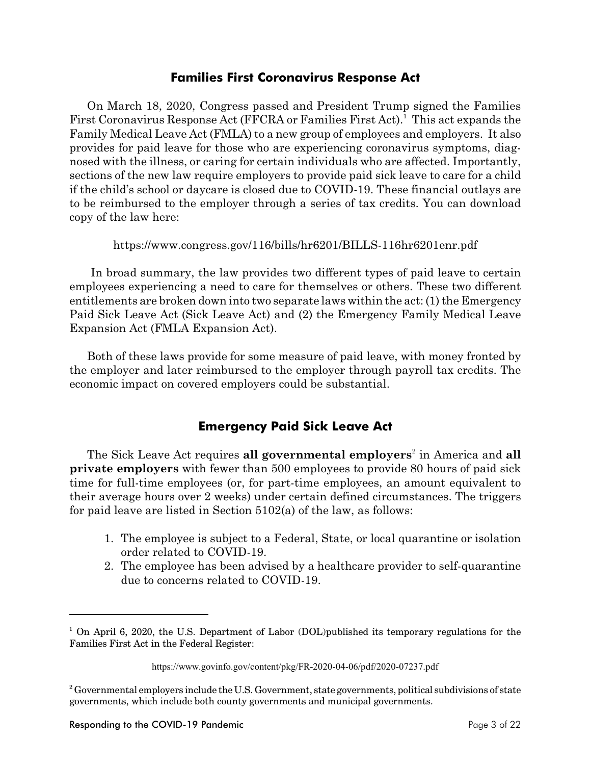## Families First Coronavirus Response Act

On March 18, 2020, Congress passed and President Trump signed the Families First Coronavirus Response Act (FFCRA or Families First Act).[1] This act expands the Family Medical Leave Act (FMLA) to a new group of employees and employers. It also provides for paid leave for those who are experiencing coronavirus symptoms, diagnosed with the illness, or caring for certain individuals who are affected. Importantly, sections of the new law require employers to provide paid sick leave to care for a child if the child's school or daycare is closed due to COVID-19. These financial outlays are to be reimbursed to the employer through a series of tax credits. You can download copy of the law here:

https://www.congress.gov/116/bills/hr6201/BILLS-116hr6201enr.pdf

In broad summary, the law provides two different types of paid leave to certain employees experiencing a need to care for themselves or others. These two different entitlements are broken down into two separate laws within the act: (1) the Emergency Paid Sick Leave Act (Sick Leave Act) and (2) the Emergency Family Medical Leave Expansion Act (FMLA Expansion Act).

Both of these laws provide for some measure of paid leave, with money fronted by the employer and later reimbursed to the employer through payroll tax credits. The economic impact on covered employers could be substantial.

## Emergency Paid Sick Leave Act

The Sick Leave Act requires **all governmental employers**[2] in America and **all private employers** with fewer than 500 employees to provide 80 hours of paid sick time for full-time employees (or, for part-time employees, an amount equivalent to their average hours over 2 weeks) under certain defined circumstances. The triggers for paid leave are listed in Section 5102(a) of the law, as follows:

1. The employee is subject to a Federal, State, or local quarantine or isolation order related to COVID-19.
2. The employee has been advised by a healthcare provider to self-quarantine due to concerns related to COVID-19.

---

[1] On April 6, 2020, the U.S. Department of Labor (DOL)published its temporary regulations for the Families First Act in the Federal Register:

https://www.govinfo.gov/content/pkg/FR-2020-04-06/pdf/2020-07237.pdf

[2] Governmental employers include the U.S. Government, state governments, political subdivisions of state governments, which include both county governments and municipal governments.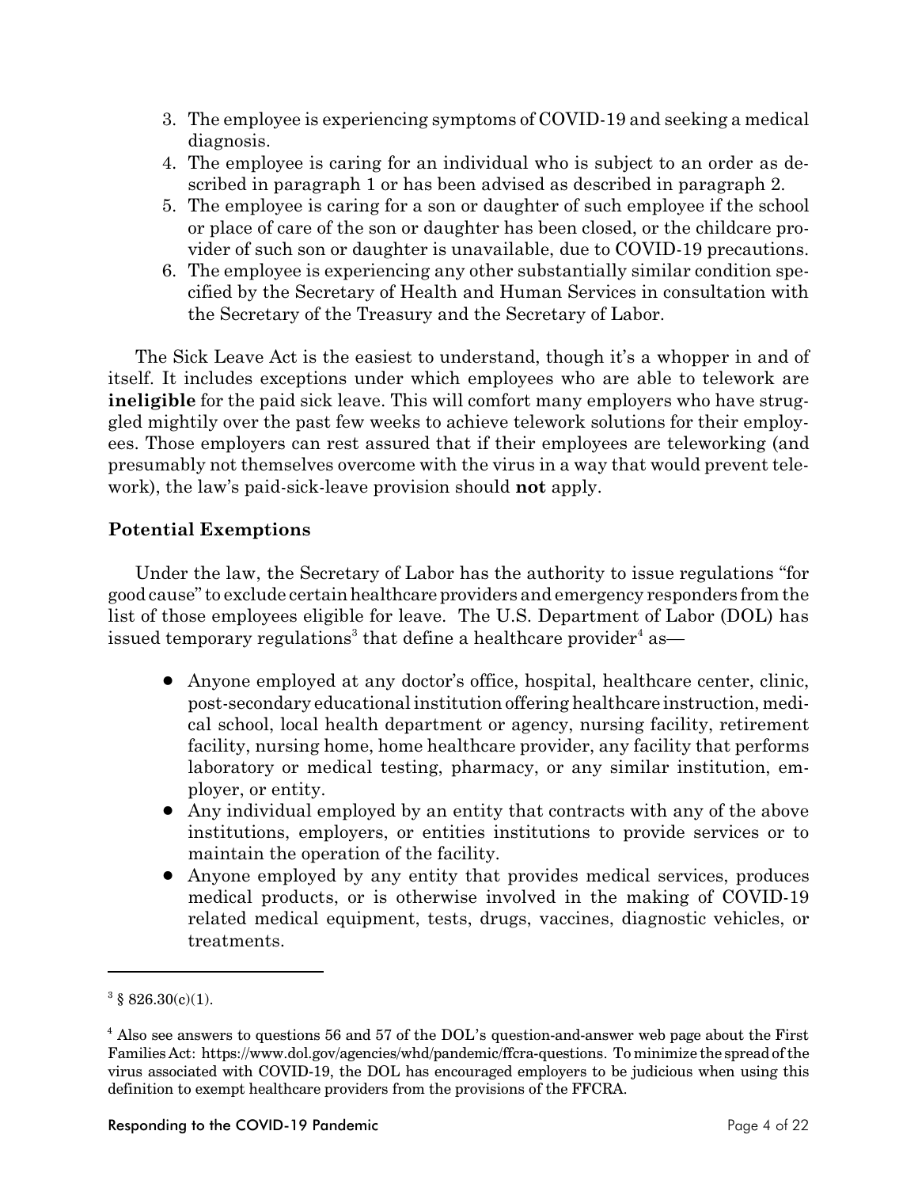3. The employee is experiencing symptoms of COVID-19 and seeking a medical diagnosis.
4. The employee is caring for an individual who is subject to an order as described in paragraph 1 or has been advised as described in paragraph 2.
5. The employee is caring for a son or daughter of such employee if the school or place of care of the son or daughter has been closed, or the childcare provider of such son or daughter is unavailable, due to COVID-19 precautions.
6. The employee is experiencing any other substantially similar condition specified by the Secretary of Health and Human Services in consultation with the Secretary of the Treasury and the Secretary of Labor.

The Sick Leave Act is the easiest to understand, though it's a whopper in and of itself. It includes exceptions under which employees who are able to telework are **ineligible** for the paid sick leave. This will comfort many employers who have struggled mightily over the past few weeks to achieve telework solutions for their employees. Those employers can rest assured that if their employees are teleworking (and presumably not themselves overcome with the virus in a way that would prevent telework), the law's paid-sick-leave provision should **not** apply.

### Potential Exemptions

Under the law, the Secretary of Labor has the authority to issue regulations "for good cause" to exclude certain healthcare providers and emergency responders from the list of those employees eligible for leave. The U.S. Department of Labor (DOL) has issued temporary regulations[3] that define a healthcare provider[4] as—

- Anyone employed at any doctor's office, hospital, healthcare center, clinic, post-secondary educational institution offering healthcare instruction, medical school, local health department or agency, nursing facility, retirement facility, nursing home, home healthcare provider, any facility that performs laboratory or medical testing, pharmacy, or any similar institution, employer, or entity.
- Any individual employed by an entity that contracts with any of the above institutions, employers, or entities institutions to provide services or to maintain the operation of the facility.
- Anyone employed by any entity that provides medical services, produces medical products, or is otherwise involved in the making of COVID-19 related medical equipment, tests, drugs, vaccines, diagnostic vehicles, or treatments.

---

[3] § 826.30(c)(1).

[4] Also see answers to questions 56 and 57 of the DOL's question-and-answer web page about the First Families Act: https://www.dol.gov/agencies/whd/pandemic/ffcra-questions. To minimize the spread of the virus associated with COVID-19, the DOL has encouraged employers to be judicious when using this definition to exempt healthcare providers from the provisions of the FFCRA.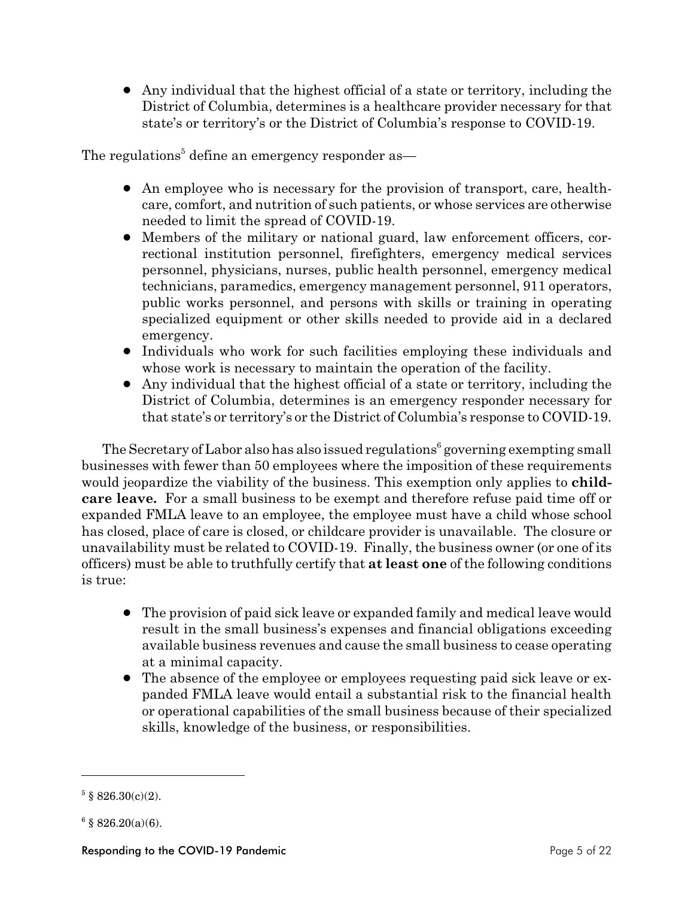- Any individual that the highest official of a state or territory, including the District of Columbia, determines is a healthcare provider necessary for that state's or territory's or the District of Columbia's response to COVID-19.

The regulations[5] define an emergency responder as—

- An employee who is necessary for the provision of transport, care, healthcare, comfort, and nutrition of such patients, or whose services are otherwise needed to limit the spread of COVID-19.
- Members of the military or national guard, law enforcement officers, correctional institution personnel, firefighters, emergency medical services personnel, physicians, nurses, public health personnel, emergency medical technicians, paramedics, emergency management personnel, 911 operators, public works personnel, and persons with skills or training in operating specialized equipment or other skills needed to provide aid in a declared emergency.
- Individuals who work for such facilities employing these individuals and whose work is necessary to maintain the operation of the facility.
- Any individual that the highest official of a state or territory, including the District of Columbia, determines is an emergency responder necessary for that state's or territory's or the District of Columbia's response to COVID-19.

The Secretary of Labor also has also issued regulations[6] governing exempting small businesses with fewer than 50 employees where the imposition of these requirements would jeopardize the viability of the business. This exemption only applies to **childcare leave.** For a small business to be exempt and therefore refuse paid time off or expanded FMLA leave to an employee, the employee must have a child whose school has closed, place of care is closed, or childcare provider is unavailable. The closure or unavailability must be related to COVID-19. Finally, the business owner (or one of its officers) must be able to truthfully certify that **at least one** of the following conditions is true:

- The provision of paid sick leave or expanded family and medical leave would result in the small business's expenses and financial obligations exceeding available business revenues and cause the small business to cease operating at a minimal capacity.
- The absence of the employee or employees requesting paid sick leave or expanded FMLA leave would entail a substantial risk to the financial health or operational capabilities of the small business because of their specialized skills, knowledge of the business, or responsibilities.

---

[5] § 826.30(c)(2).

[6] § 826.20(a)(6).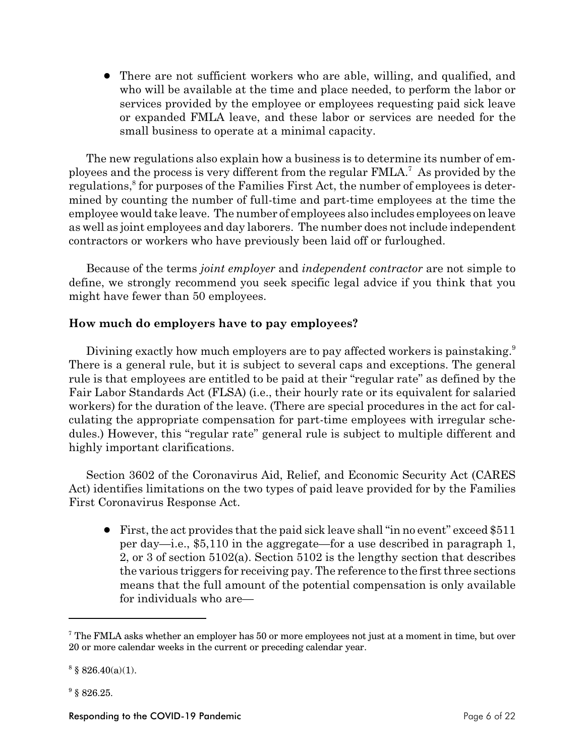- There are not sufficient workers who are able, willing, and qualified, and who will be available at the time and place needed, to perform the labor or services provided by the employee or employees requesting paid sick leave or expanded FMLA leave, and these labor or services are needed for the small business to operate at a minimal capacity.

The new regulations also explain how a business is to determine its number of employees and the process is very different from the regular FMLA.[7] As provided by the regulations,[8] for purposes of the Families First Act, the number of employees is determined by counting the number of full-time and part-time employees at the time the employee would take leave. The number of employees also includes employees on leave as well as joint employees and day laborers. The number does not include independent contractors or workers who have previously been laid off or furloughed.

Because of the terms *joint employer* and *independent contractor* are not simple to define, we strongly recommend you seek specific legal advice if you think that you might have fewer than 50 employees.

**How much do employers have to pay employees?**

Divining exactly how much employers are to pay affected workers is painstaking.[9] There is a general rule, but it is subject to several caps and exceptions. The general rule is that employees are entitled to be paid at their "regular rate" as defined by the Fair Labor Standards Act (FLSA) (i.e., their hourly rate or its equivalent for salaried workers) for the duration of the leave. (There are special procedures in the act for calculating the appropriate compensation for part-time employees with irregular schedules.) However, this "regular rate" general rule is subject to multiple different and highly important clarifications.

Section 3602 of the Coronavirus Aid, Relief, and Economic Security Act (CARES Act) identifies limitations on the two types of paid leave provided for by the Families First Coronavirus Response Act.

- First, the act provides that the paid sick leave shall "in no event" exceed $511 per day—i.e., $5,110 in the aggregate—for a use described in paragraph 1, 2, or 3 of section 5102(a). Section 5102 is the lengthy section that describes the various triggers for receiving pay. The reference to the first three sections means that the full amount of the potential compensation is only available for individuals who are—

---

[7] The FMLA asks whether an employer has 50 or more employees not just at a moment in time, but over 20 or more calendar weeks in the current or preceding calendar year.

[8] § 826.40(a)(1).

[9] § 826.25.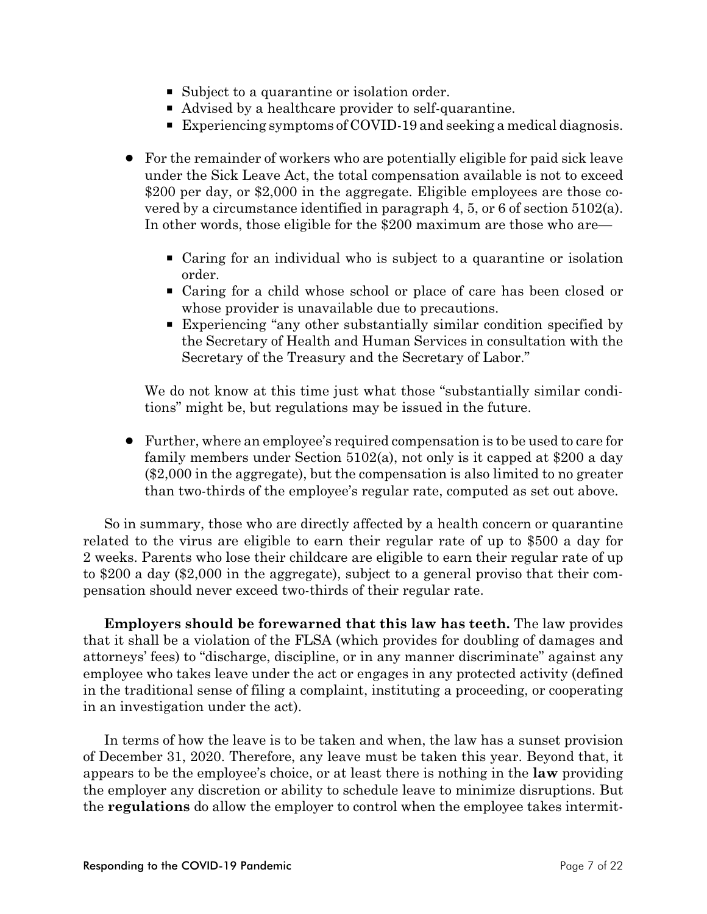- Subject to a quarantine or isolation order.
  - Advised by a healthcare provider to self-quarantine.
  - Experiencing symptoms of COVID-19 and seeking a medical diagnosis.

- For the remainder of workers who are potentially eligible for paid sick leave under the Sick Leave Act, the total compensation available is not to exceed $200 per day, or $2,000 in the aggregate. Eligible employees are those covered by a circumstance identified in paragraph 4, 5, or 6 of section 5102(a). In other words, those eligible for the $200 maximum are those who are—

  - Caring for an individual who is subject to a quarantine or isolation order.
  - Caring for a child whose school or place of care has been closed or whose provider is unavailable due to precautions.
  - Experiencing "any other substantially similar condition specified by the Secretary of Health and Human Services in consultation with the Secretary of the Treasury and the Secretary of Labor."

  We do not know at this time just what those "substantially similar conditions" might be, but regulations may be issued in the future.

- Further, where an employee's required compensation is to be used to care for family members under Section 5102(a), not only is it capped at $200 a day ($2,000 in the aggregate), but the compensation is also limited to no greater than two-thirds of the employee's regular rate, computed as set out above.

So in summary, those who are directly affected by a health concern or quarantine related to the virus are eligible to earn their regular rate of up to $500 a day for 2 weeks. Parents who lose their childcare are eligible to earn their regular rate of up to $200 a day ($2,000 in the aggregate), subject to a general proviso that their compensation should never exceed two-thirds of their regular rate.

**Employers should be forewarned that this law has teeth.** The law provides that it shall be a violation of the FLSA (which provides for doubling of damages and attorneys' fees) to "discharge, discipline, or in any manner discriminate" against any employee who takes leave under the act or engages in any protected activity (defined in the traditional sense of filing a complaint, instituting a proceeding, or cooperating in an investigation under the act).

In terms of how the leave is to be taken and when, the law has a sunset provision of December 31, 2020. Therefore, any leave must be taken this year. Beyond that, it appears to be the employee's choice, or at least there is nothing in the **law** providing the employer any discretion or ability to schedule leave to minimize disruptions. But the **regulations** do allow the employer to control when the employee takes intermit-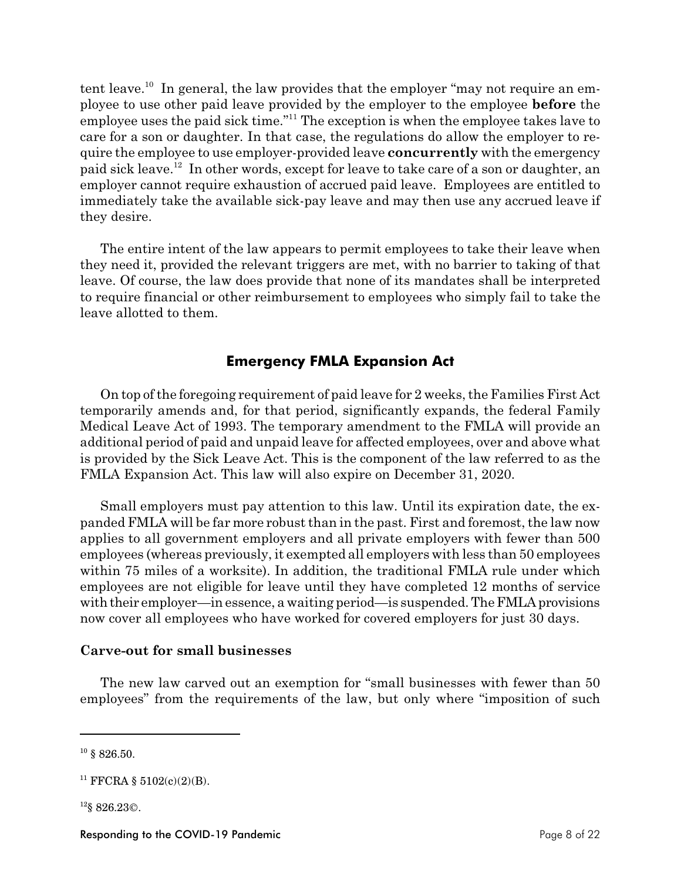tent leave.[10] In general, the law provides that the employer "may not require an employee to use other paid leave provided by the employer to the employee **before** the employee uses the paid sick time."[11] The exception is when the employee takes lave to care for a son or daughter. In that case, the regulations do allow the employer to require the employee to use employer-provided leave **concurrently** with the emergency paid sick leave.[12] In other words, except for leave to take care of a son or daughter, an employer cannot require exhaustion of accrued paid leave. Employees are entitled to immediately take the available sick-pay leave and may then use any accrued leave if they desire.

The entire intent of the law appears to permit employees to take their leave when they need it, provided the relevant triggers are met, with no barrier to taking of that leave. Of course, the law does provide that none of its mandates shall be interpreted to require financial or other reimbursement to employees who simply fail to take the leave allotted to them.

## Emergency FMLA Expansion Act

On top of the foregoing requirement of paid leave for 2 weeks, the Families First Act temporarily amends and, for that period, significantly expands, the federal Family Medical Leave Act of 1993. The temporary amendment to the FMLA will provide an additional period of paid and unpaid leave for affected employees, over and above what is provided by the Sick Leave Act. This is the component of the law referred to as the FMLA Expansion Act. This law will also expire on December 31, 2020.

Small employers must pay attention to this law. Until its expiration date, the expanded FMLA will be far more robust than in the past. First and foremost, the law now applies to all government employers and all private employers with fewer than 500 employees (whereas previously, it exempted all employers with less than 50 employees within 75 miles of a worksite). In addition, the traditional FMLA rule under which employees are not eligible for leave until they have completed 12 months of service with their employer—in essence, a waiting period—is suspended. The FMLA provisions now cover all employees who have worked for covered employers for just 30 days.

### Carve-out for small businesses

The new law carved out an exemption for "small businesses with fewer than 50 employees" from the requirements of the law, but only where "imposition of such

---

[10] § 826.50.

[11] FFCRA § 5102(c)(2)(B).

[12] § 826.23©.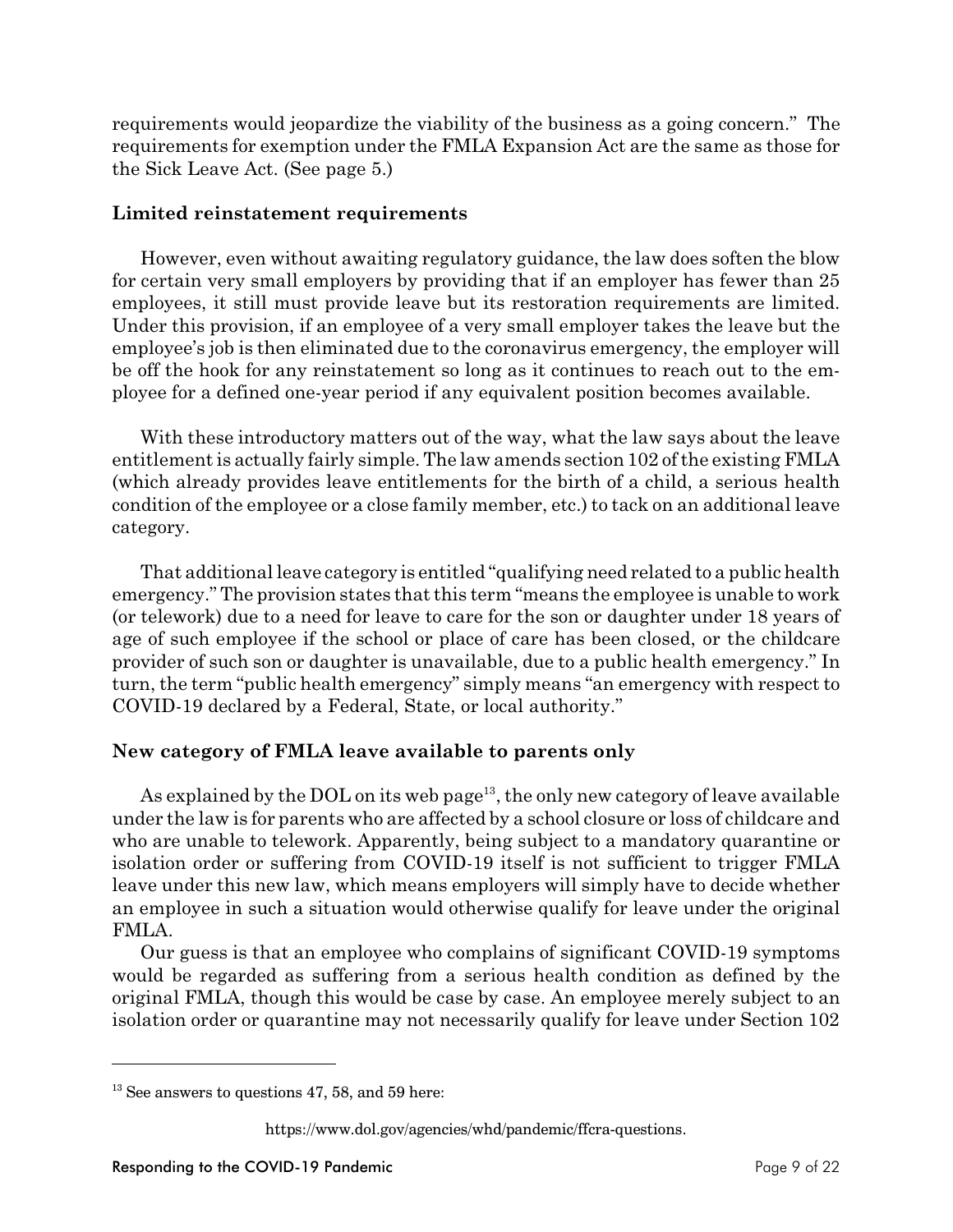requirements would jeopardize the viability of the business as a going concern." The requirements for exemption under the FMLA Expansion Act are the same as those for the Sick Leave Act. (See page 5.)

### Limited reinstatement requirements

However, even without awaiting regulatory guidance, the law does soften the blow for certain very small employers by providing that if an employer has fewer than 25 employees, it still must provide leave but its restoration requirements are limited. Under this provision, if an employee of a very small employer takes the leave but the employee's job is then eliminated due to the coronavirus emergency, the employer will be off the hook for any reinstatement so long as it continues to reach out to the employee for a defined one-year period if any equivalent position becomes available.

With these introductory matters out of the way, what the law says about the leave entitlement is actually fairly simple. The law amends section 102 of the existing FMLA (which already provides leave entitlements for the birth of a child, a serious health condition of the employee or a close family member, etc.) to tack on an additional leave category.

That additional leave category is entitled "qualifying need related to a public health emergency." The provision states that this term "means the employee is unable to work (or telework) due to a need for leave to care for the son or daughter under 18 years of age of such employee if the school or place of care has been closed, or the childcare provider of such son or daughter is unavailable, due to a public health emergency." In turn, the term "public health emergency" simply means "an emergency with respect to COVID-19 declared by a Federal, State, or local authority."

### New category of FMLA leave available to parents only

As explained by the DOL on its web page[13], the only new category of leave available under the law is for parents who are affected by a school closure or loss of childcare and who are unable to telework. Apparently, being subject to a mandatory quarantine or isolation order or suffering from COVID-19 itself is not sufficient to trigger FMLA leave under this new law, which means employers will simply have to decide whether an employee in such a situation would otherwise qualify for leave under the original FMLA.

Our guess is that an employee who complains of significant COVID-19 symptoms would be regarded as suffering from a serious health condition as defined by the original FMLA, though this would be case by case. An employee merely subject to an isolation order or quarantine may not necessarily qualify for leave under Section 102

---

[13] See answers to questions 47, 58, and 59 here:

https://www.dol.gov/agencies/whd/pandemic/ffcra-questions.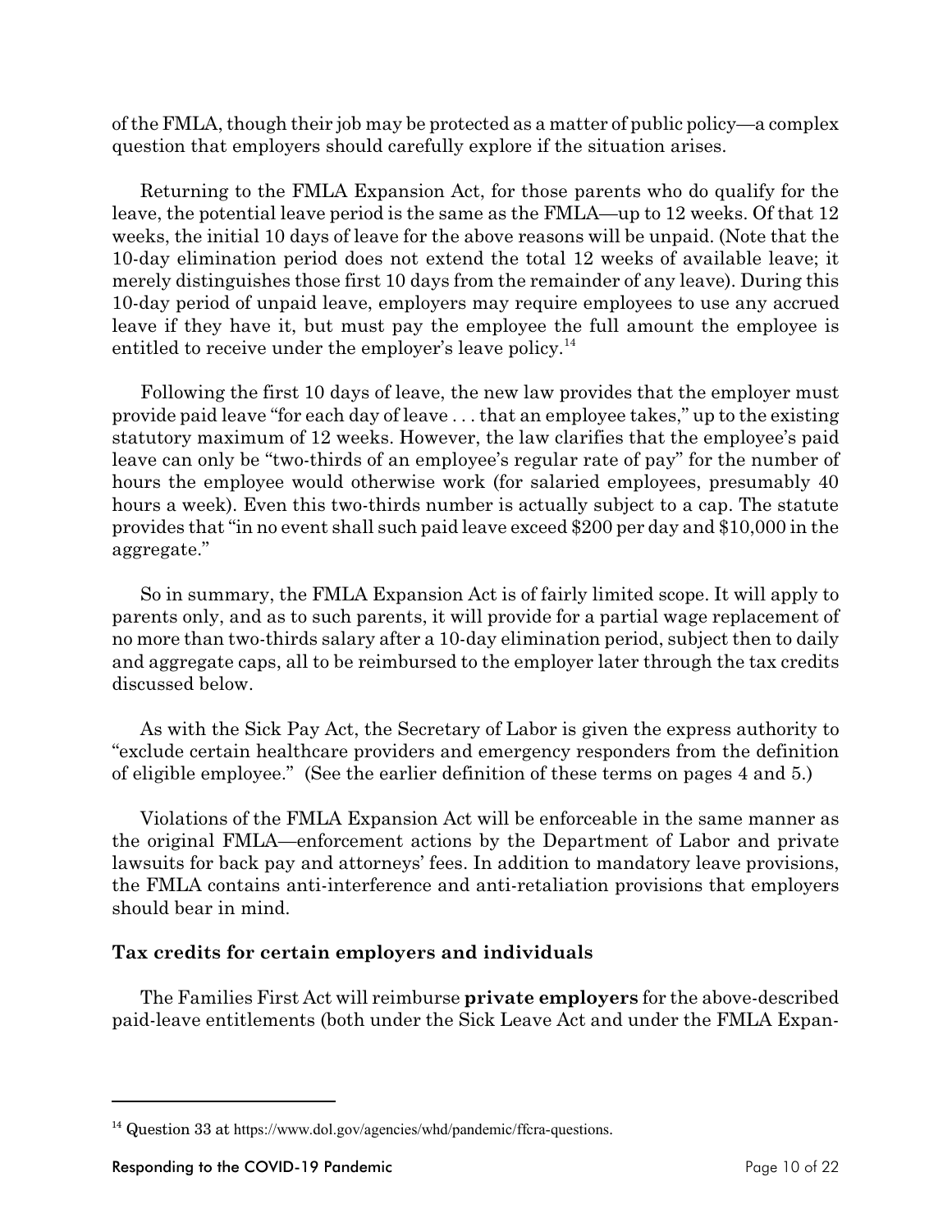of the FMLA, though their job may be protected as a matter of public policy—a complex question that employers should carefully explore if the situation arises.

Returning to the FMLA Expansion Act, for those parents who do qualify for the leave, the potential leave period is the same as the FMLA—up to 12 weeks. Of that 12 weeks, the initial 10 days of leave for the above reasons will be unpaid. (Note that the 10-day elimination period does not extend the total 12 weeks of available leave; it merely distinguishes those first 10 days from the remainder of any leave). During this 10-day period of unpaid leave, employers may require employees to use any accrued leave if they have it, but must pay the employee the full amount the employee is entitled to receive under the employer's leave policy.[14]

Following the first 10 days of leave, the new law provides that the employer must provide paid leave "for each day of leave . . . that an employee takes," up to the existing statutory maximum of 12 weeks. However, the law clarifies that the employee's paid leave can only be "two-thirds of an employee's regular rate of pay" for the number of hours the employee would otherwise work (for salaried employees, presumably 40 hours a week). Even this two-thirds number is actually subject to a cap. The statute provides that "in no event shall such paid leave exceed $200 per day and $10,000 in the aggregate."

So in summary, the FMLA Expansion Act is of fairly limited scope. It will apply to parents only, and as to such parents, it will provide for a partial wage replacement of no more than two-thirds salary after a 10-day elimination period, subject then to daily and aggregate caps, all to be reimbursed to the employer later through the tax credits discussed below.

As with the Sick Pay Act, the Secretary of Labor is given the express authority to "exclude certain healthcare providers and emergency responders from the definition of eligible employee." (See the earlier definition of these terms on pages 4 and 5.)

Violations of the FMLA Expansion Act will be enforceable in the same manner as the original FMLA—enforcement actions by the Department of Labor and private lawsuits for back pay and attorneys' fees. In addition to mandatory leave provisions, the FMLA contains anti-interference and anti-retaliation provisions that employers should bear in mind.

### Tax credits for certain employers and individuals

The Families First Act will reimburse **private employers** for the above-described paid-leave entitlements (both under the Sick Leave Act and under the FMLA Expan-

[14] Question 33 at https://www.dol.gov/agencies/whd/pandemic/ffcra-questions.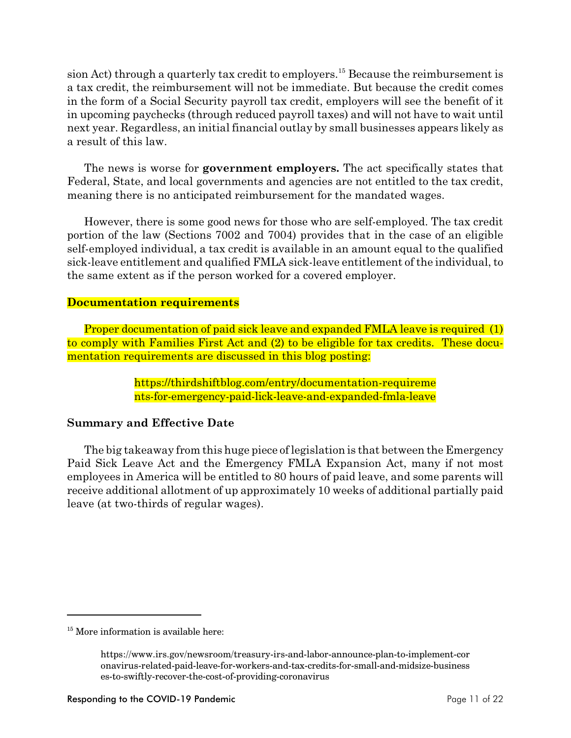sion Act) through a quarterly tax credit to employers.[15] Because the reimbursement is a tax credit, the reimbursement will not be immediate. But because the credit comes in the form of a Social Security payroll tax credit, employers will see the benefit of it in upcoming paychecks (through reduced payroll taxes) and will not have to wait until next year. Regardless, an initial financial outlay by small businesses appears likely as a result of this law.

The news is worse for **government employers.** The act specifically states that Federal, State, and local governments and agencies are not entitled to the tax credit, meaning there is no anticipated reimbursement for the mandated wages.

However, there is some good news for those who are self-employed. The tax credit portion of the law (Sections 7002 and 7004) provides that in the case of an eligible self-employed individual, a tax credit is available in an amount equal to the qualified sick-leave entitlement and qualified FMLA sick-leave entitlement of the individual, to the same extent as if the person worked for a covered employer.

### Documentation requirements

Proper documentation of paid sick leave and expanded FMLA leave is required (1) to comply with Families First Act and (2) to be eligible for tax credits. These documentation requirements are discussed in this blog posting:

> https://thirdshiftblog.com/entry/documentation-requirements-for-emergency-paid-lick-leave-and-expanded-fmla-leave

### Summary and Effective Date

The big takeaway from this huge piece of legislation is that between the Emergency Paid Sick Leave Act and the Emergency FMLA Expansion Act, many if not most employees in America will be entitled to 80 hours of paid leave, and some parents will receive additional allotment of up approximately 10 weeks of additional partially paid leave (at two-thirds of regular wages).

---

[15] More information is available here:

> https://www.irs.gov/newsroom/treasury-irs-and-labor-announce-plan-to-implement-coronavirus-related-paid-leave-for-workers-and-tax-credits-for-small-and-midsize-businesses-to-swiftly-recover-the-cost-of-providing-coronavirus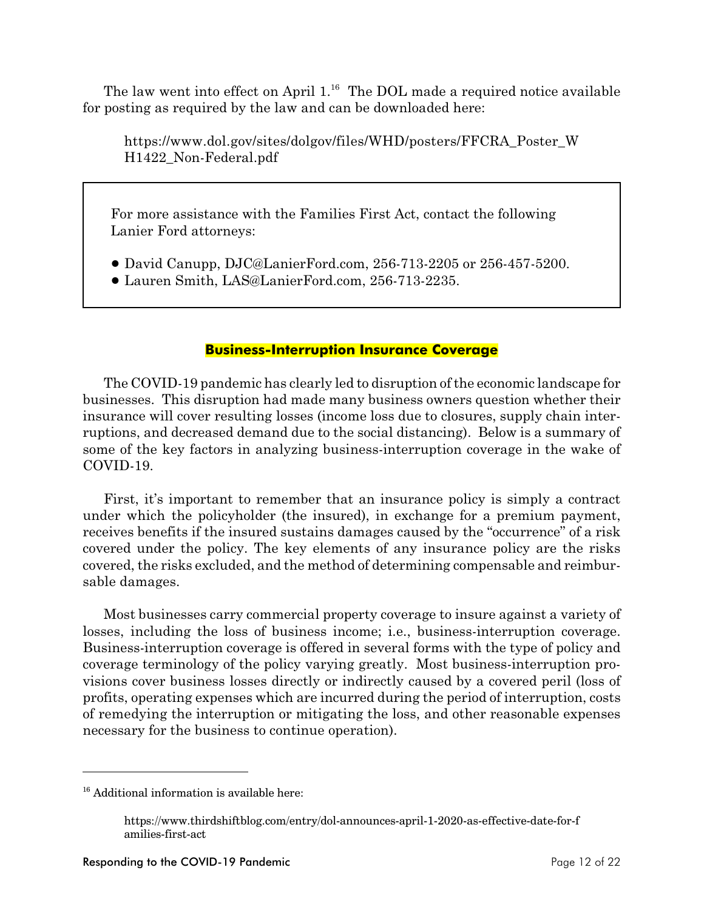The law went into effect on April 1.[16] The DOL made a required notice available for posting as required by the law and can be downloaded here:

> https://www.dol.gov/sites/dolgov/files/WHD/posters/FFCRA_Poster_WH1422_Non-Federal.pdf

> For more assistance with the Families First Act, contact the following Lanier Ford attorneys:
>
> - David Canupp, DJC@LanierFord.com, 256-713-2205 or 256-457-5200.
> - Lauren Smith, LAS@LanierFord.com, 256-713-2235.

## Business-Interruption Insurance Coverage

The COVID-19 pandemic has clearly led to disruption of the economic landscape for businesses. This disruption had made many business owners question whether their insurance will cover resulting losses (income loss due to closures, supply chain interruptions, and decreased demand due to the social distancing). Below is a summary of some of the key factors in analyzing business-interruption coverage in the wake of COVID-19.

First, it's important to remember that an insurance policy is simply a contract under which the policyholder (the insured), in exchange for a premium payment, receives benefits if the insured sustains damages caused by the "occurrence" of a risk covered under the policy. The key elements of any insurance policy are the risks covered, the risks excluded, and the method of determining compensable and reimbursable damages.

Most businesses carry commercial property coverage to insure against a variety of losses, including the loss of business income; i.e., business-interruption coverage. Business-interruption coverage is offered in several forms with the type of policy and coverage terminology of the policy varying greatly. Most business-interruption provisions cover business losses directly or indirectly caused by a covered peril (loss of profits, operating expenses which are incurred during the period of interruption, costs of remedying the interruption or mitigating the loss, and other reasonable expenses necessary for the business to continue operation).

---

[16] Additional information is available here:

> https://www.thirdshiftblog.com/entry/dol-announces-april-1-2020-as-effective-date-for-families-first-act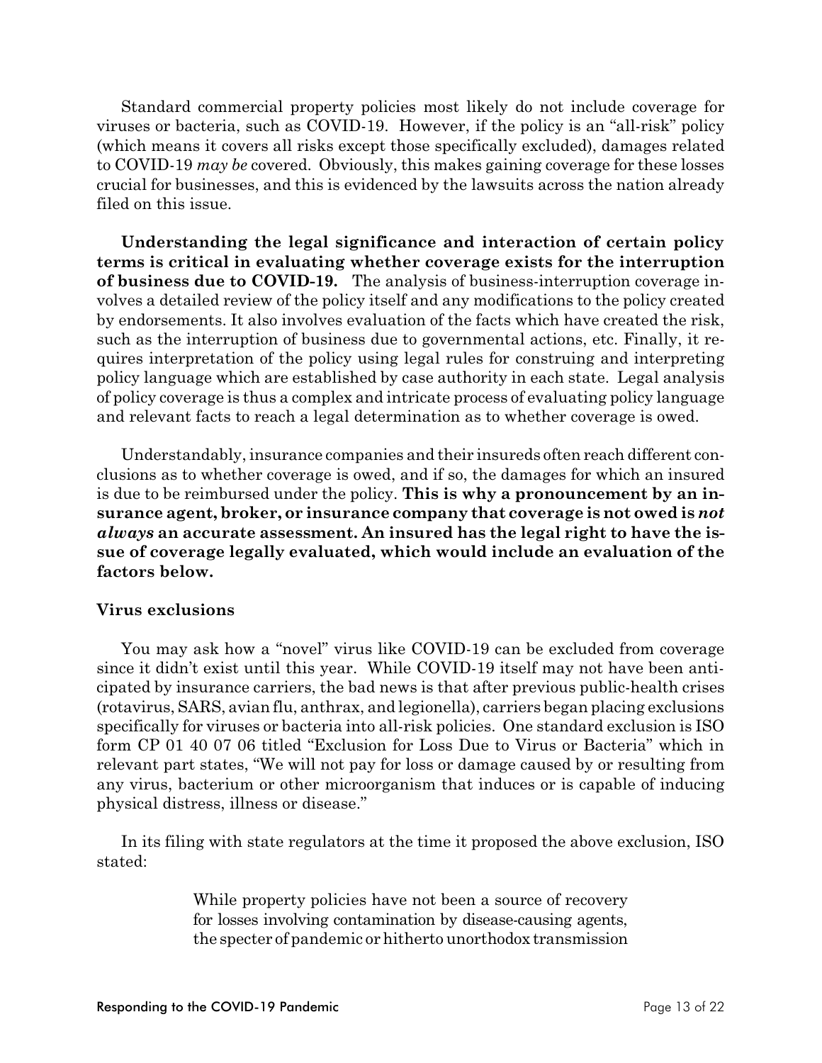Standard commercial property policies most likely do not include coverage for viruses or bacteria, such as COVID-19. However, if the policy is an "all-risk" policy (which means it covers all risks except those specifically excluded), damages related to COVID-19 *may be* covered. Obviously, this makes gaining coverage for these losses crucial for businesses, and this is evidenced by the lawsuits across the nation already filed on this issue.

**Understanding the legal significance and interaction of certain policy terms is critical in evaluating whether coverage exists for the interruption of business due to COVID-19.** The analysis of business-interruption coverage involves a detailed review of the policy itself and any modifications to the policy created by endorsements. It also involves evaluation of the facts which have created the risk, such as the interruption of business due to governmental actions, etc. Finally, it requires interpretation of the policy using legal rules for construing and interpreting policy language which are established by case authority in each state. Legal analysis of policy coverage is thus a complex and intricate process of evaluating policy language and relevant facts to reach a legal determination as to whether coverage is owed.

Understandably, insurance companies and their insureds often reach different conclusions as to whether coverage is owed, and if so, the damages for which an insured is due to be reimbursed under the policy. **This is why a pronouncement by an insurance agent, broker, or insurance company that coverage is not owed is *not always* an accurate assessment. An insured has the legal right to have the issue of coverage legally evaluated, which would include an evaluation of the factors below.**

### Virus exclusions

You may ask how a "novel" virus like COVID-19 can be excluded from coverage since it didn't exist until this year. While COVID-19 itself may not have been anticipated by insurance carriers, the bad news is that after previous public-health crises (rotavirus, SARS, avian flu, anthrax, and legionella), carriers began placing exclusions specifically for viruses or bacteria into all-risk policies. One standard exclusion is ISO form CP 01 40 07 06 titled "Exclusion for Loss Due to Virus or Bacteria" which in relevant part states, "We will not pay for loss or damage caused by or resulting from any virus, bacterium or other microorganism that induces or is capable of inducing physical distress, illness or disease."

In its filing with state regulators at the time it proposed the above exclusion, ISO stated:

> While property policies have not been a source of recovery for losses involving contamination by disease-causing agents, the specter of pandemic or hitherto unorthodox transmission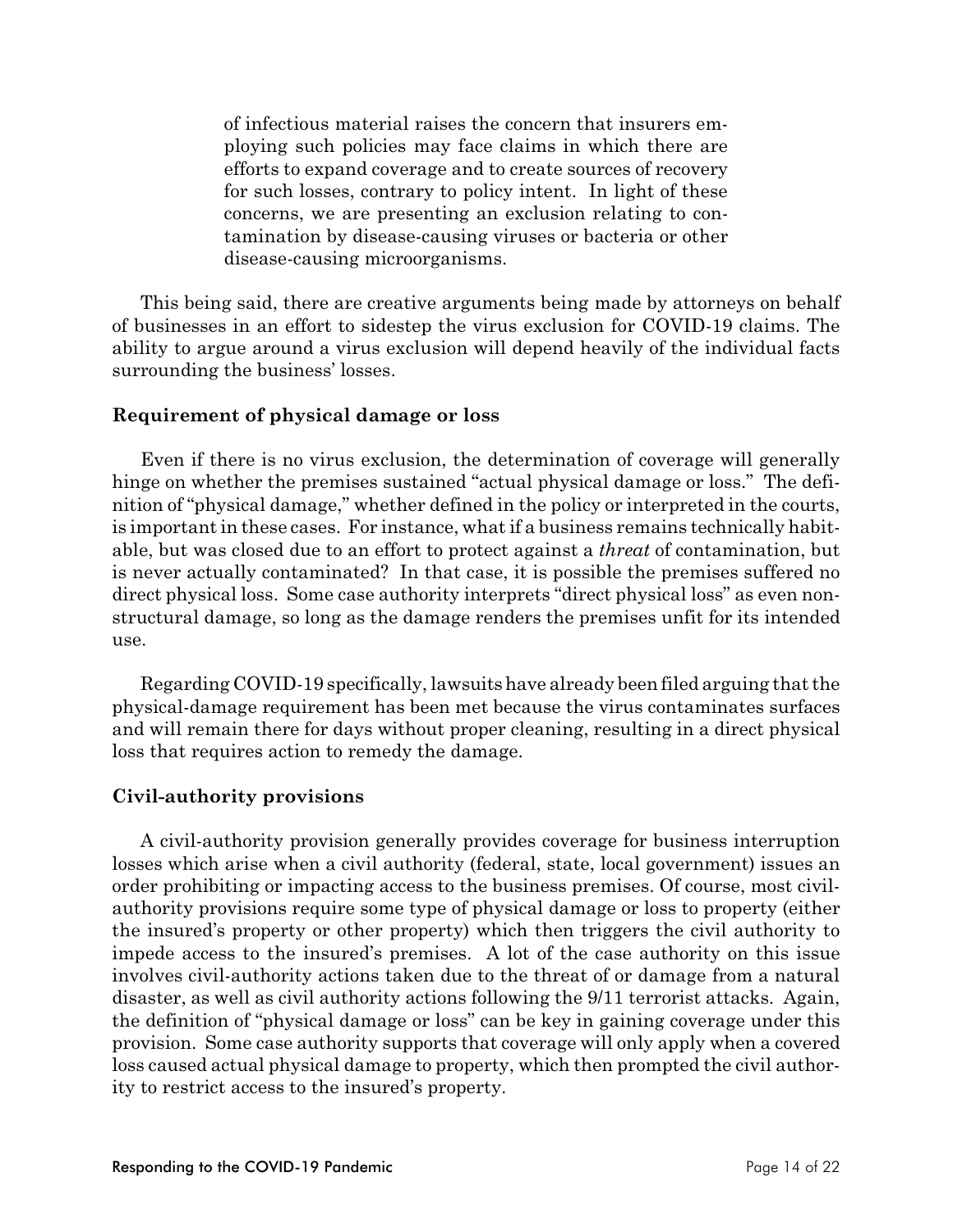> of infectious material raises the concern that insurers employing such policies may face claims in which there are efforts to expand coverage and to create sources of recovery for such losses, contrary to policy intent. In light of these concerns, we are presenting an exclusion relating to contamination by disease-causing viruses or bacteria or other disease-causing microorganisms.

This being said, there are creative arguments being made by attorneys on behalf of businesses in an effort to sidestep the virus exclusion for COVID-19 claims. The ability to argue around a virus exclusion will depend heavily of the individual facts surrounding the business' losses.

### Requirement of physical damage or loss

Even if there is no virus exclusion, the determination of coverage will generally hinge on whether the premises sustained "actual physical damage or loss." The definition of "physical damage," whether defined in the policy or interpreted in the courts, is important in these cases. For instance, what if a business remains technically habitable, but was closed due to an effort to protect against a *threat* of contamination, but is never actually contaminated? In that case, it is possible the premises suffered no direct physical loss. Some case authority interprets "direct physical loss" as even non-structural damage, so long as the damage renders the premises unfit for its intended use.

Regarding COVID-19 specifically, lawsuits have already been filed arguing that the physical-damage requirement has been met because the virus contaminates surfaces and will remain there for days without proper cleaning, resulting in a direct physical loss that requires action to remedy the damage.

### Civil-authority provisions

A civil-authority provision generally provides coverage for business interruption losses which arise when a civil authority (federal, state, local government) issues an order prohibiting or impacting access to the business premises. Of course, most civil-authority provisions require some type of physical damage or loss to property (either the insured's property or other property) which then triggers the civil authority to impede access to the insured's premises. A lot of the case authority on this issue involves civil-authority actions taken due to the threat of or damage from a natural disaster, as well as civil authority actions following the 9/11 terrorist attacks. Again, the definition of "physical damage or loss" can be key in gaining coverage under this provision. Some case authority supports that coverage will only apply when a covered loss caused actual physical damage to property, which then prompted the civil authority to restrict access to the insured's property.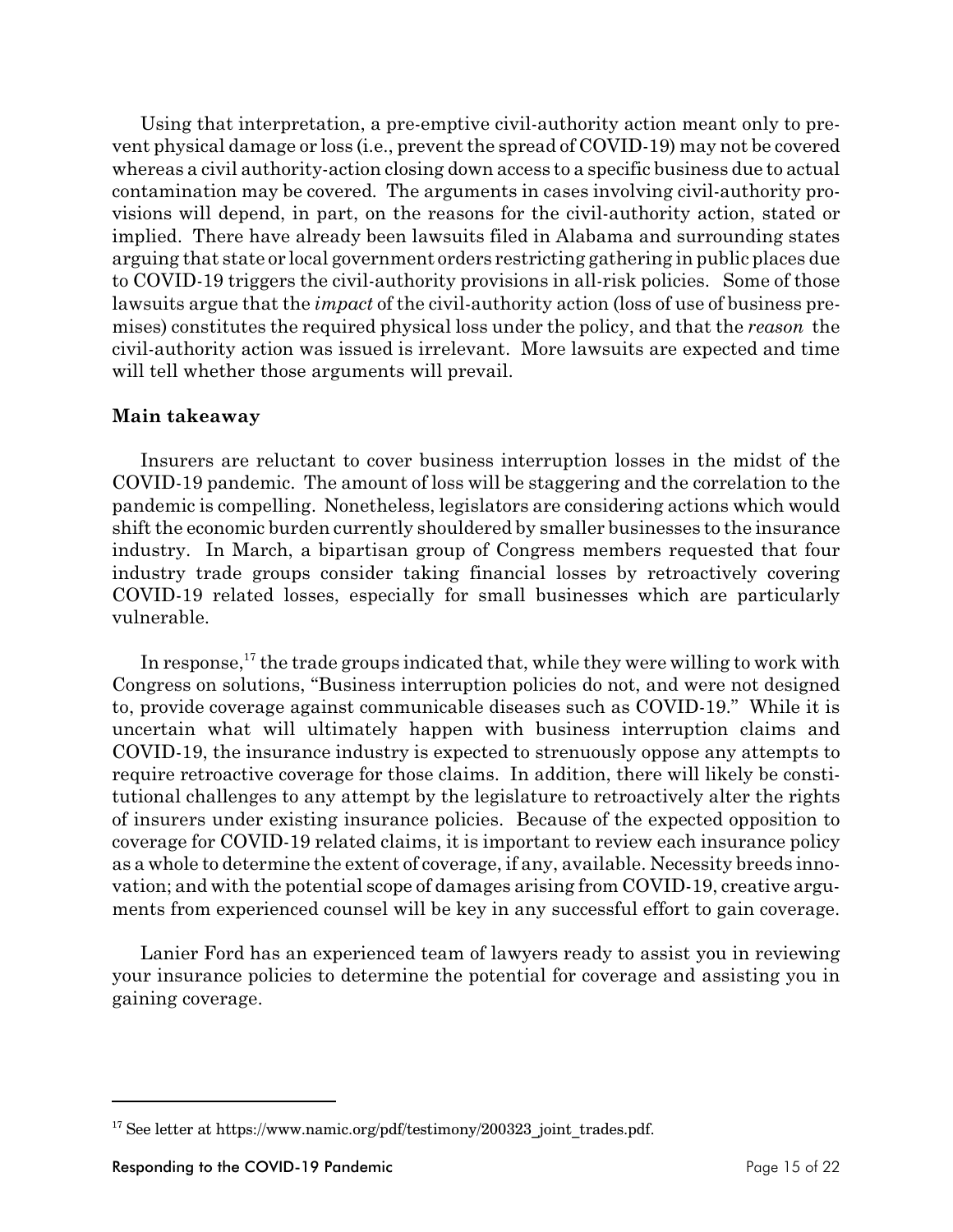Using that interpretation, a pre-emptive civil-authority action meant only to prevent physical damage or loss (i.e., prevent the spread of COVID-19) may not be covered whereas a civil authority-action closing down access to a specific business due to actual contamination may be covered. The arguments in cases involving civil-authority provisions will depend, in part, on the reasons for the civil-authority action, stated or implied. There have already been lawsuits filed in Alabama and surrounding states arguing that state or local government orders restricting gathering in public places due to COVID-19 triggers the civil-authority provisions in all-risk policies. Some of those lawsuits argue that the *impact* of the civil-authority action (loss of use of business premises) constitutes the required physical loss under the policy, and that the *reason* the civil-authority action was issued is irrelevant. More lawsuits are expected and time will tell whether those arguments will prevail.

### Main takeaway

Insurers are reluctant to cover business interruption losses in the midst of the COVID-19 pandemic. The amount of loss will be staggering and the correlation to the pandemic is compelling. Nonetheless, legislators are considering actions which would shift the economic burden currently shouldered by smaller businesses to the insurance industry. In March, a bipartisan group of Congress members requested that four industry trade groups consider taking financial losses by retroactively covering COVID-19 related losses, especially for small businesses which are particularly vulnerable.

In response,[17] the trade groups indicated that, while they were willing to work with Congress on solutions, "Business interruption policies do not, and were not designed to, provide coverage against communicable diseases such as COVID-19." While it is uncertain what will ultimately happen with business interruption claims and COVID-19, the insurance industry is expected to strenuously oppose any attempts to require retroactive coverage for those claims. In addition, there will likely be constitutional challenges to any attempt by the legislature to retroactively alter the rights of insurers under existing insurance policies. Because of the expected opposition to coverage for COVID-19 related claims, it is important to review each insurance policy as a whole to determine the extent of coverage, if any, available. Necessity breeds innovation; and with the potential scope of damages arising from COVID-19, creative arguments from experienced counsel will be key in any successful effort to gain coverage.

Lanier Ford has an experienced team of lawyers ready to assist you in reviewing your insurance policies to determine the potential for coverage and assisting you in gaining coverage.

---

[17] See letter at https://www.namic.org/pdf/testimony/200323_joint_trades.pdf.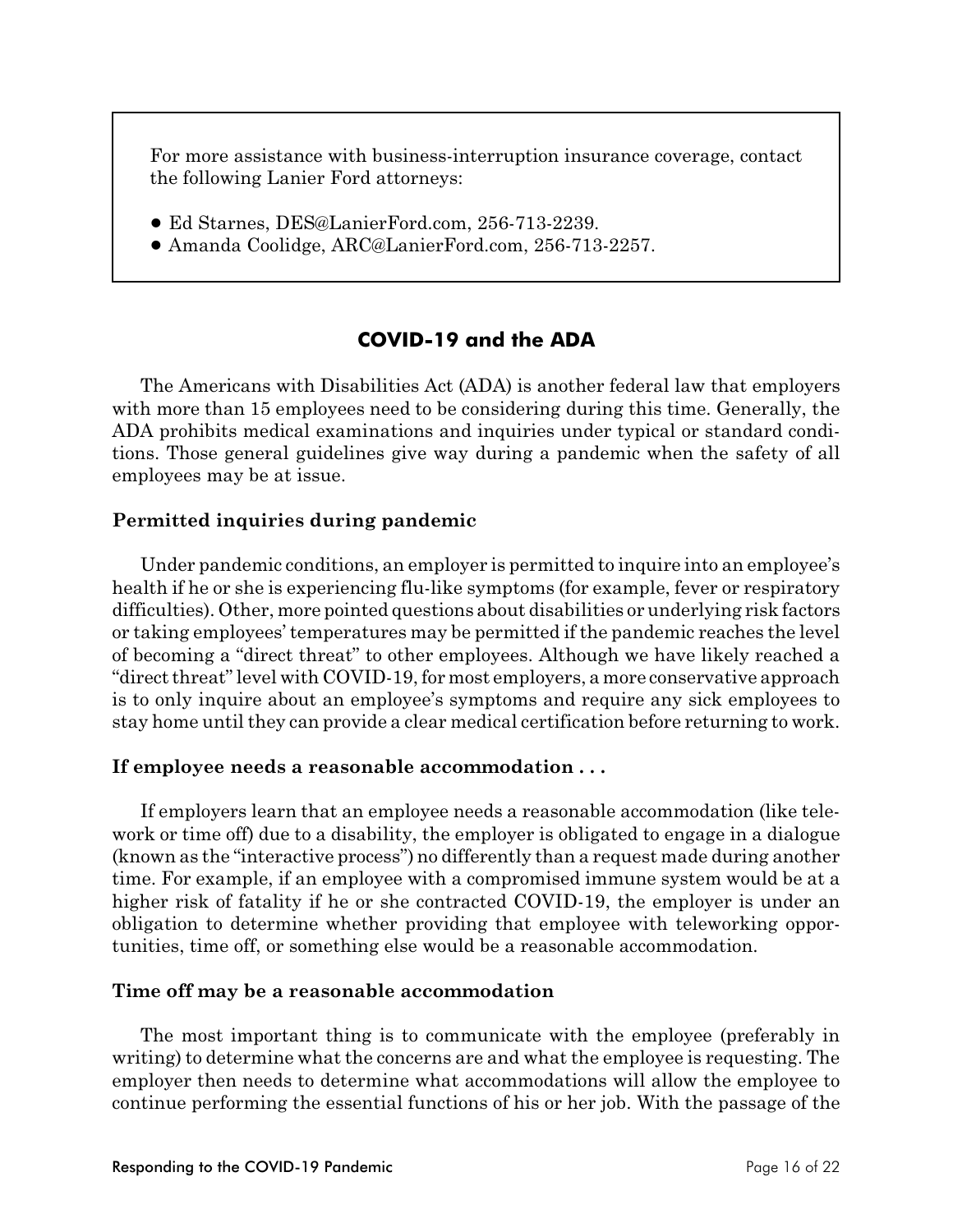For more assistance with business-interruption insurance coverage, contact the following Lanier Ford attorneys:

- Ed Starnes, DES@LanierFord.com, 256-713-2239.
- Amanda Coolidge, ARC@LanierFord.com, 256-713-2257.

## COVID-19 and the ADA

The Americans with Disabilities Act (ADA) is another federal law that employers with more than 15 employees need to be considering during this time. Generally, the ADA prohibits medical examinations and inquiries under typical or standard conditions. Those general guidelines give way during a pandemic when the safety of all employees may be at issue.

### Permitted inquiries during pandemic

Under pandemic conditions, an employer is permitted to inquire into an employee's health if he or she is experiencing flu-like symptoms (for example, fever or respiratory difficulties). Other, more pointed questions about disabilities or underlying risk factors or taking employees' temperatures may be permitted if the pandemic reaches the level of becoming a "direct threat" to other employees. Although we have likely reached a "direct threat" level with COVID-19, for most employers, a more conservative approach is to only inquire about an employee's symptoms and require any sick employees to stay home until they can provide a clear medical certification before returning to work.

### If employee needs a reasonable accommodation . . .

If employers learn that an employee needs a reasonable accommodation (like telework or time off) due to a disability, the employer is obligated to engage in a dialogue (known as the "interactive process") no differently than a request made during another time. For example, if an employee with a compromised immune system would be at a higher risk of fatality if he or she contracted COVID-19, the employer is under an obligation to determine whether providing that employee with teleworking opportunities, time off, or something else would be a reasonable accommodation.

### Time off may be a reasonable accommodation

The most important thing is to communicate with the employee (preferably in writing) to determine what the concerns are and what the employee is requesting. The employer then needs to determine what accommodations will allow the employee to continue performing the essential functions of his or her job. With the passage of the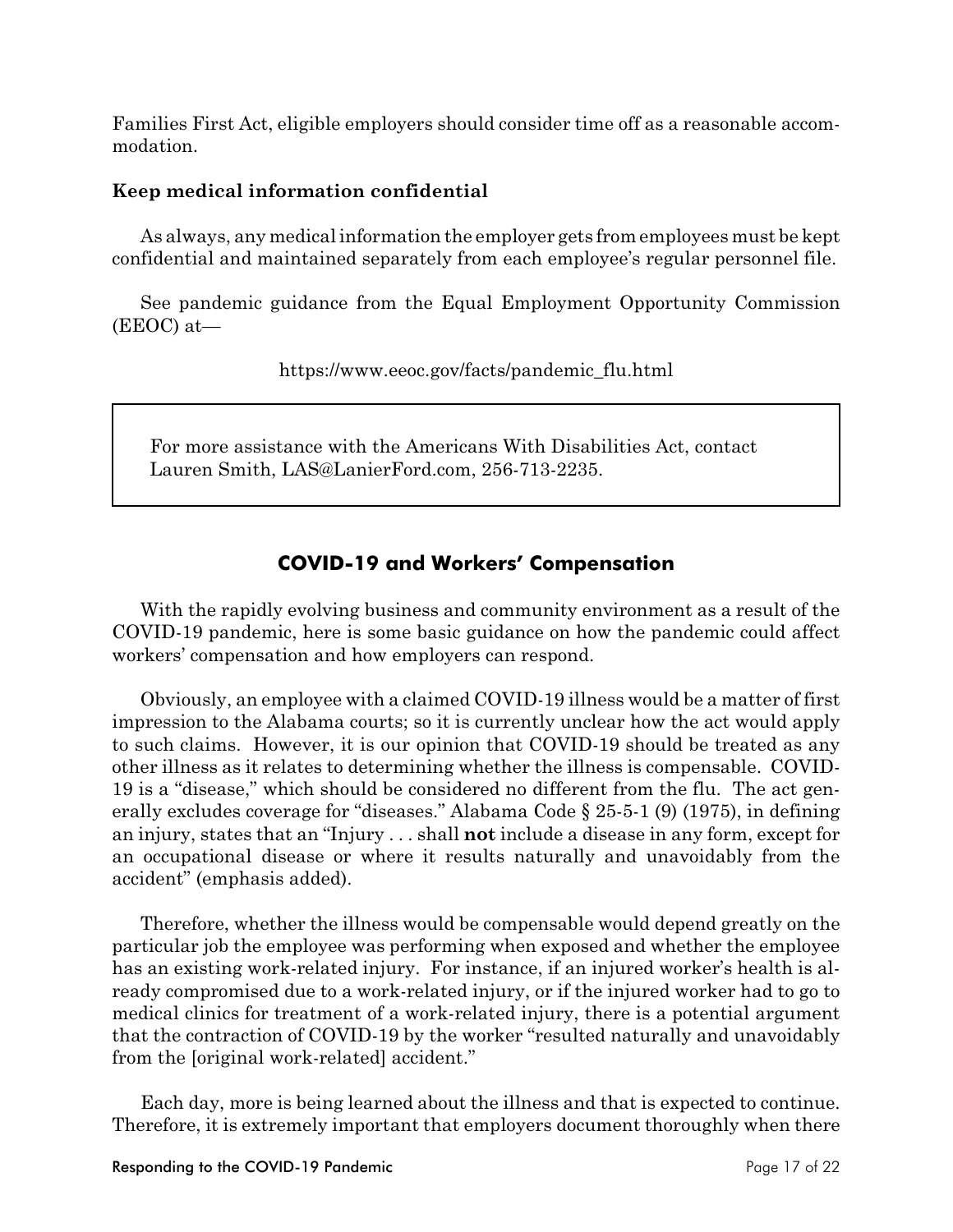Families First Act, eligible employers should consider time off as a reasonable accommodation.

### Keep medical information confidential

As always, any medical information the employer gets from employees must be kept confidential and maintained separately from each employee's regular personnel file.

See pandemic guidance from the Equal Employment Opportunity Commission (EEOC) at—

https://www.eeoc.gov/facts/pandemic_flu.html

> For more assistance with the Americans With Disabilities Act, contact Lauren Smith, LAS@LanierFord.com, 256-713-2235.

## COVID-19 and Workers' Compensation

With the rapidly evolving business and community environment as a result of the COVID-19 pandemic, here is some basic guidance on how the pandemic could affect workers' compensation and how employers can respond.

Obviously, an employee with a claimed COVID-19 illness would be a matter of first impression to the Alabama courts; so it is currently unclear how the act would apply to such claims. However, it is our opinion that COVID-19 should be treated as any other illness as it relates to determining whether the illness is compensable. COVID-19 is a "disease," which should be considered no different from the flu. The act generally excludes coverage for "diseases." Alabama Code § 25-5-1 (9) (1975), in defining an injury, states that an "Injury . . . shall **not** include a disease in any form, except for an occupational disease or where it results naturally and unavoidably from the accident" (emphasis added).

Therefore, whether the illness would be compensable would depend greatly on the particular job the employee was performing when exposed and whether the employee has an existing work-related injury. For instance, if an injured worker's health is already compromised due to a work-related injury, or if the injured worker had to go to medical clinics for treatment of a work-related injury, there is a potential argument that the contraction of COVID-19 by the worker "resulted naturally and unavoidably from the [original work-related] accident."

Each day, more is being learned about the illness and that is expected to continue. Therefore, it is extremely important that employers document thoroughly when there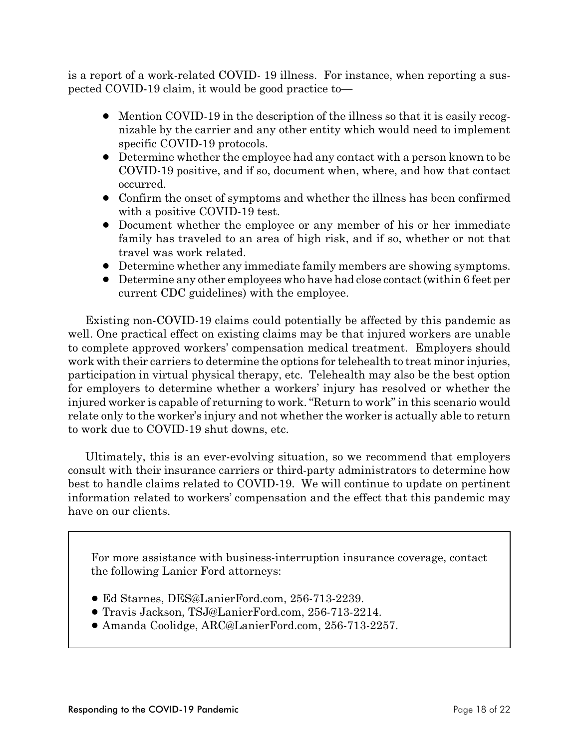is a report of a work-related COVID- 19 illness. For instance, when reporting a suspected COVID-19 claim, it would be good practice to—

- Mention COVID-19 in the description of the illness so that it is easily recognizable by the carrier and any other entity which would need to implement specific COVID-19 protocols.
- Determine whether the employee had any contact with a person known to be COVID-19 positive, and if so, document when, where, and how that contact occurred.
- Confirm the onset of symptoms and whether the illness has been confirmed with a positive COVID-19 test.
- Document whether the employee or any member of his or her immediate family has traveled to an area of high risk, and if so, whether or not that travel was work related.
- Determine whether any immediate family members are showing symptoms.
- Determine any other employees who have had close contact (within 6 feet per current CDC guidelines) with the employee.

Existing non-COVID-19 claims could potentially be affected by this pandemic as well. One practical effect on existing claims may be that injured workers are unable to complete approved workers' compensation medical treatment. Employers should work with their carriers to determine the options for telehealth to treat minor injuries, participation in virtual physical therapy, etc. Telehealth may also be the best option for employers to determine whether a workers' injury has resolved or whether the injured worker is capable of returning to work. "Return to work" in this scenario would relate only to the worker's injury and not whether the worker is actually able to return to work due to COVID-19 shut downs, etc.

Ultimately, this is an ever-evolving situation, so we recommend that employers consult with their insurance carriers or third-party administrators to determine how best to handle claims related to COVID-19. We will continue to update on pertinent information related to workers' compensation and the effect that this pandemic may have on our clients.

For more assistance with business-interruption insurance coverage, contact the following Lanier Ford attorneys:

- Ed Starnes, DES@LanierFord.com, 256-713-2239.
- Travis Jackson, TSJ@LanierFord.com, 256-713-2214.
- Amanda Coolidge, ARC@LanierFord.com, 256-713-2257.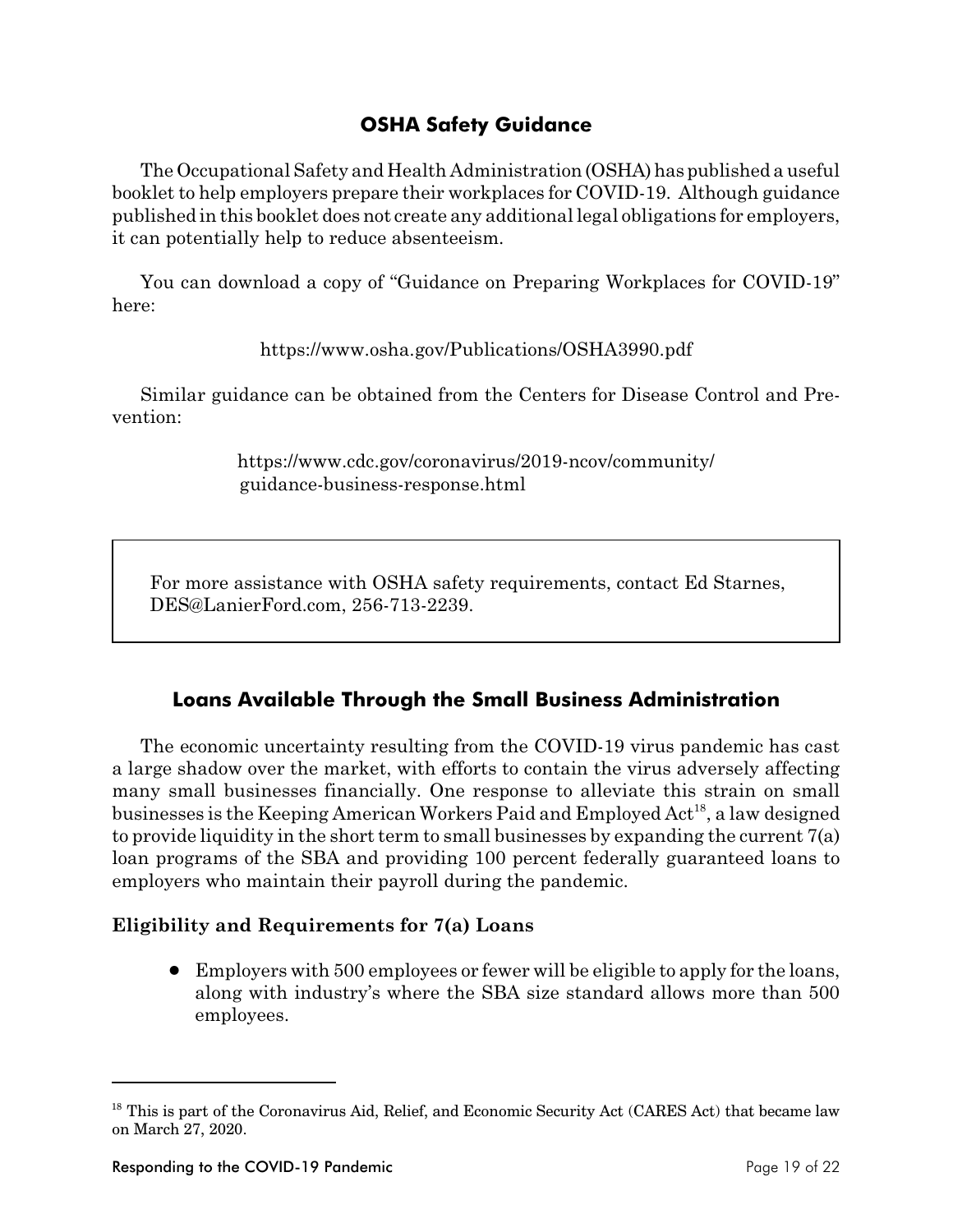## OSHA Safety Guidance

The Occupational Safety and Health Administration (OSHA) has published a useful booklet to help employers prepare their workplaces for COVID-19. Although guidance published in this booklet does not create any additional legal obligations for employers, it can potentially help to reduce absenteeism.

You can download a copy of "Guidance on Preparing Workplaces for COVID-19" here:

https://www.osha.gov/Publications/OSHA3990.pdf

Similar guidance can be obtained from the Centers for Disease Control and Prevention:

https://www.cdc.gov/coronavirus/2019-ncov/community/guidance-business-response.html

> For more assistance with OSHA safety requirements, contact Ed Starnes, DES@LanierFord.com, 256-713-2239.

## Loans Available Through the Small Business Administration

The economic uncertainty resulting from the COVID-19 virus pandemic has cast a large shadow over the market, with efforts to contain the virus adversely affecting many small businesses financially. One response to alleviate this strain on small businesses is the Keeping American Workers Paid and Employed Act[18], a law designed to provide liquidity in the short term to small businesses by expanding the current 7(a) loan programs of the SBA and providing 100 percent federally guaranteed loans to employers who maintain their payroll during the pandemic.

### Eligibility and Requirements for 7(a) Loans

- Employers with 500 employees or fewer will be eligible to apply for the loans, along with industry's where the SBA size standard allows more than 500 employees.

---

[18] This is part of the Coronavirus Aid, Relief, and Economic Security Act (CARES Act) that became law on March 27, 2020.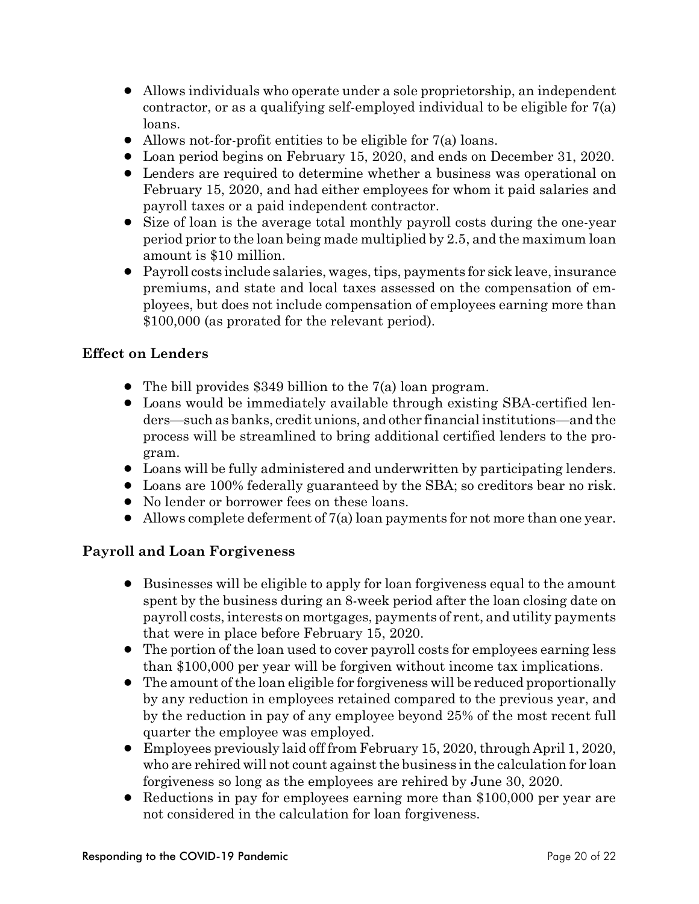- Allows individuals who operate under a sole proprietorship, an independent contractor, or as a qualifying self-employed individual to be eligible for 7(a) loans.
- Allows not-for-profit entities to be eligible for 7(a) loans.
- Loan period begins on February 15, 2020, and ends on December 31, 2020.
- Lenders are required to determine whether a business was operational on February 15, 2020, and had either employees for whom it paid salaries and payroll taxes or a paid independent contractor.
- Size of loan is the average total monthly payroll costs during the one-year period prior to the loan being made multiplied by 2.5, and the maximum loan amount is $10 million.
- Payroll costs include salaries, wages, tips, payments for sick leave, insurance premiums, and state and local taxes assessed on the compensation of employees, but does not include compensation of employees earning more than $100,000 (as prorated for the relevant period).

**Effect on Lenders**

- The bill provides $349 billion to the 7(a) loan program.
- Loans would be immediately available through existing SBA-certified lenders—such as banks, credit unions, and other financial institutions—and the process will be streamlined to bring additional certified lenders to the program.
- Loans will be fully administered and underwritten by participating lenders.
- Loans are 100% federally guaranteed by the SBA; so creditors bear no risk.
- No lender or borrower fees on these loans.
- Allows complete deferment of 7(a) loan payments for not more than one year.

**Payroll and Loan Forgiveness**

- Businesses will be eligible to apply for loan forgiveness equal to the amount spent by the business during an 8-week period after the loan closing date on payroll costs, interests on mortgages, payments of rent, and utility payments that were in place before February 15, 2020.
- The portion of the loan used to cover payroll costs for employees earning less than $100,000 per year will be forgiven without income tax implications.
- The amount of the loan eligible for forgiveness will be reduced proportionally by any reduction in employees retained compared to the previous year, and by the reduction in pay of any employee beyond 25% of the most recent full quarter the employee was employed.
- Employees previously laid off from February 15, 2020, through April 1, 2020, who are rehired will not count against the business in the calculation for loan forgiveness so long as the employees are rehired by June 30, 2020.
- Reductions in pay for employees earning more than $100,000 per year are not considered in the calculation for loan forgiveness.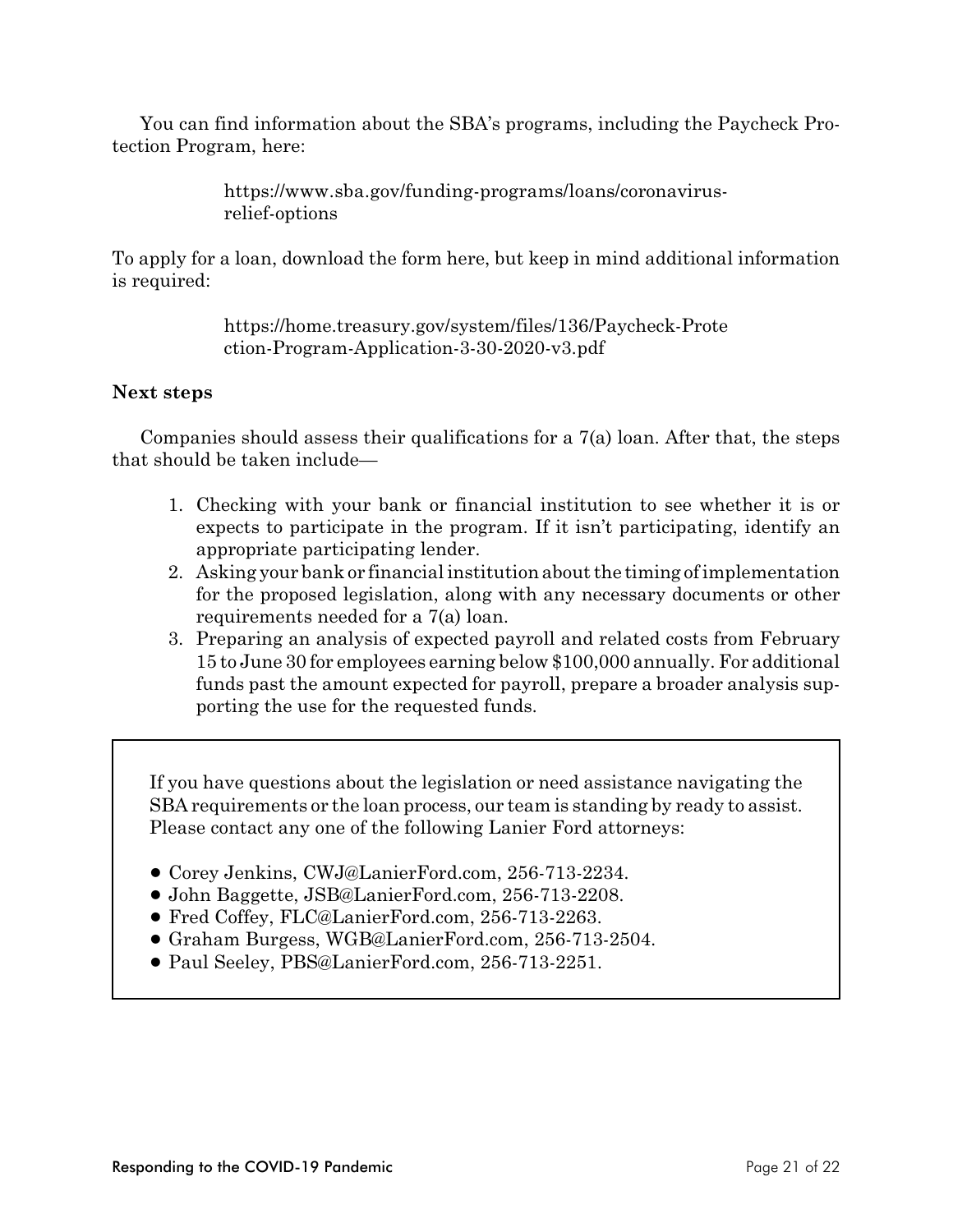You can find information about the SBA's programs, including the Paycheck Protection Program, here:

> https://www.sba.gov/funding-programs/loans/coronavirus-relief-options

To apply for a loan, download the form here, but keep in mind additional information is required:

> https://home.treasury.gov/system/files/136/Paycheck-Protection-Program-Application-3-30-2020-v3.pdf

**Next steps**

Companies should assess their qualifications for a 7(a) loan. After that, the steps that should be taken include—

1. Checking with your bank or financial institution to see whether it is or expects to participate in the program. If it isn't participating, identify an appropriate participating lender.
2. Asking your bank or financial institution about the timing of implementation for the proposed legislation, along with any necessary documents or other requirements needed for a 7(a) loan.
3. Preparing an analysis of expected payroll and related costs from February 15 to June 30 for employees earning below $100,000 annually. For additional funds past the amount expected for payroll, prepare a broader analysis supporting the use for the requested funds.

If you have questions about the legislation or need assistance navigating the SBA requirements or the loan process, our team is standing by ready to assist. Please contact any one of the following Lanier Ford attorneys:

- Corey Jenkins, CWJ@LanierFord.com, 256-713-2234.
- John Baggette, JSB@LanierFord.com, 256-713-2208.
- Fred Coffey, FLC@LanierFord.com, 256-713-2263.
- Graham Burgess, WGB@LanierFord.com, 256-713-2504.
- Paul Seeley, PBS@LanierFord.com, 256-713-2251.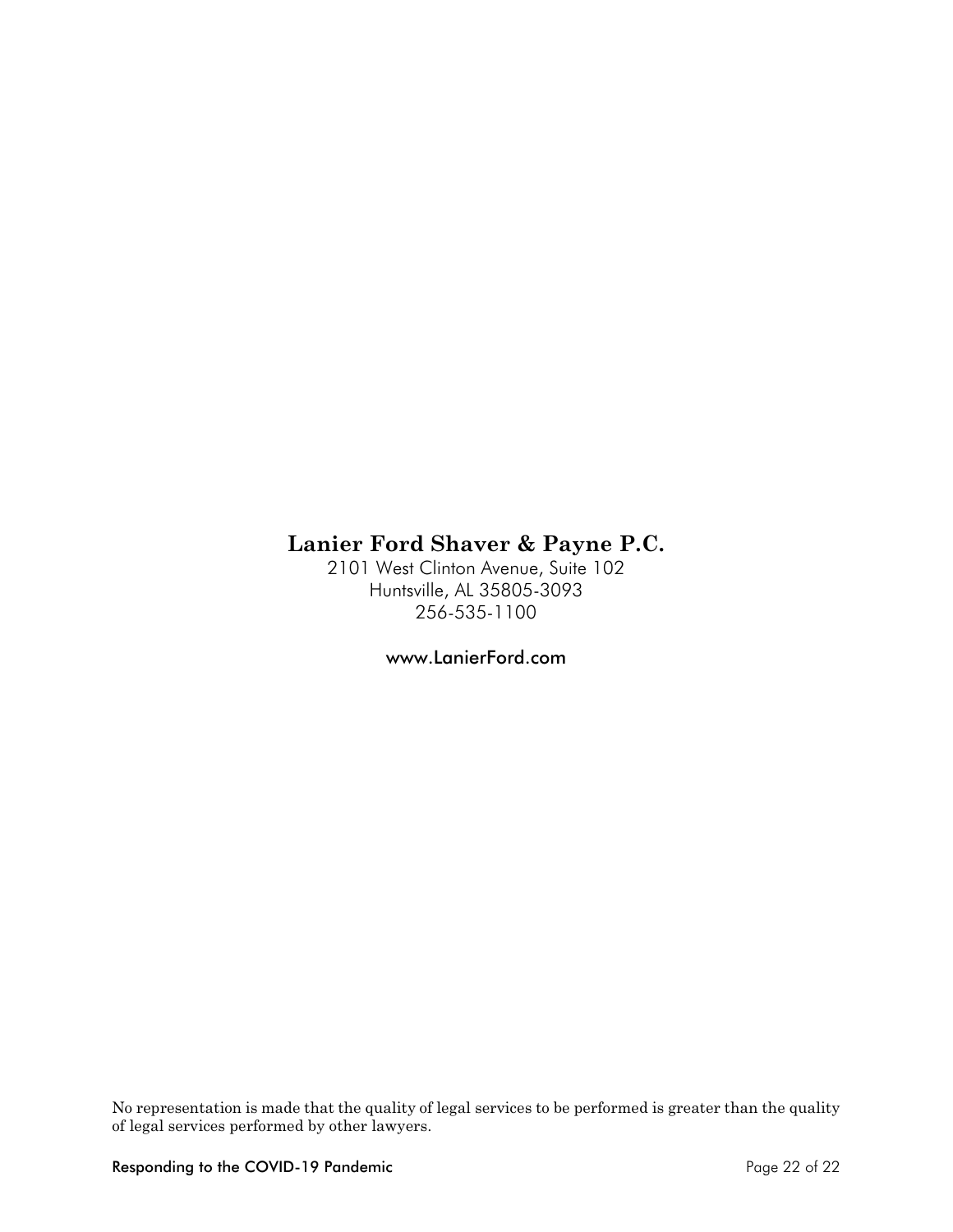**Lanier Ford Shaver & Payne P.C.**
2101 West Clinton Avenue, Suite 102
Huntsville, AL 35805-3093
256-535-1100

www.LanierFord.com

No representation is made that the quality of legal services to be performed is greater than the quality of legal services performed by other lawyers.